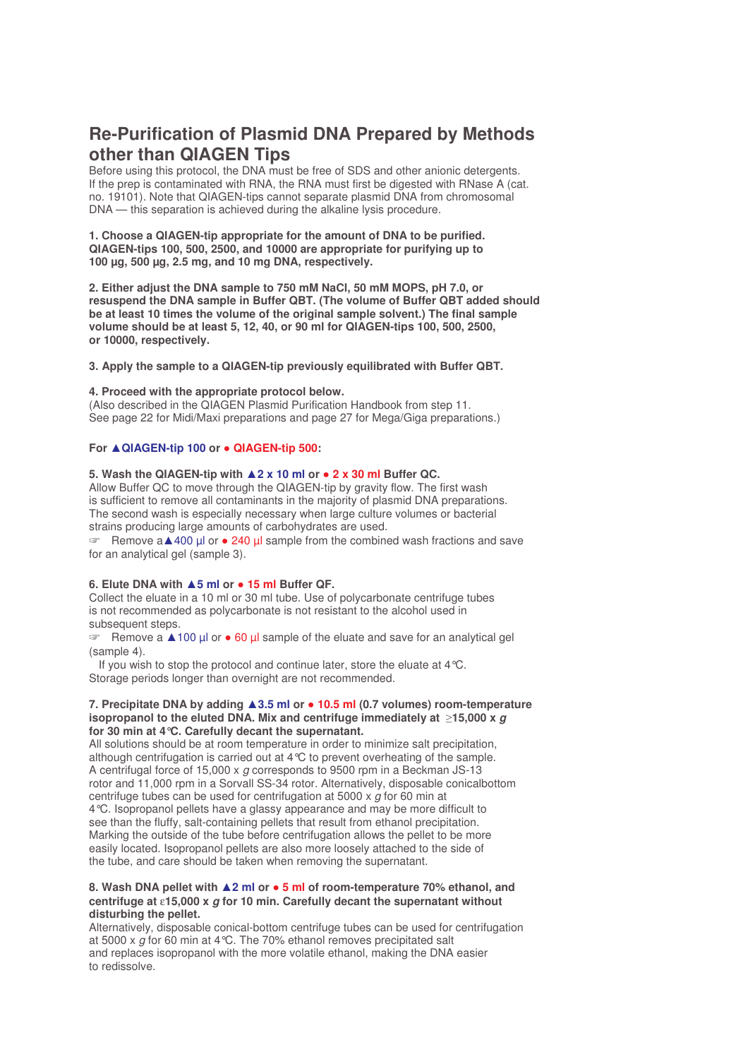# Re-Purification of Plasmid DNA Prepared by Methods other than QIAGEN Tips

Before using this protocol, the DNA must be free of SDS and other anionic detergents. If the prep is contaminated with RNA, the RNA must first be digested with RNase A (cat. no. 19101). Note that QIAGEN-tips cannot separate plasmid DNA from chromosomal DNA — this separation is achieved during the alkaline lysis procedure.

**1. Choose a QIAGEN-tip appropriate for the amount of DNA to be purified. QIAGEN-tips 100, 500, 2500, and 10000 are appropriate for purifying up to 100 µg, 500 µg, 2.5 mg, and 10 mg DNA, respectively.**

**2. Either adjust the DNA sample to 750 mM NaCl, 50 mM MOPS, pH 7.0, or resuspend the DNA sample in Buffer QBT. (The volume of Buffer QBT added should be at least 10 times the volume of the original sample solvent.) The final sample volume should be at least 5, 12, 40, or 90 ml for QIAGEN-tips 100, 500, 2500, or 10000, respectively.**

**3. Apply the sample to a QIAGEN-tip previously equilibrated with Buffer QBT.**

**4. Proceed with the appropriate protocol below.**
(Also described in the QIAGEN Plasmid Purification Handbook from step 11. See page 22 for Midi/Maxi preparations and page 27 for Mega/Giga preparations.)

**For ▲QIAGEN-tip 100 or ● QIAGEN-tip 500:**

**5. Wash the QIAGEN-tip with ▲2 x 10 ml or ● 2 x 30 ml Buffer QC.**
Allow Buffer QC to move through the QIAGEN-tip by gravity flow. The first wash is sufficient to remove all contaminants in the majority of plasmid DNA preparations. The second wash is especially necessary when large culture volumes or bacterial strains producing large amounts of carbohydrates are used.
☞ Remove a ▲400 µl or ● 240 µl sample from the combined wash fractions and save for an analytical gel (sample 3).

**6. Elute DNA with ▲5 ml or ● 15 ml Buffer QF.**
Collect the eluate in a 10 ml or 30 ml tube. Use of polycarbonate centrifuge tubes is not recommended as polycarbonate is not resistant to the alcohol used in subsequent steps.
☞ Remove a ▲100 µl or ● 60 µl sample of the eluate and save for an analytical gel (sample 4).
If you wish to stop the protocol and continue later, store the eluate at 4°C. Storage periods longer than overnight are not recommended.

**7. Precipitate DNA by adding ▲3.5 ml or ● 10.5 ml (0.7 volumes) room-temperature isopropanol to the eluted DNA. Mix and centrifuge immediately at ≥15,000 x *g* for 30 min at 4°C. Carefully decant the supernatant.**
All solutions should be at room temperature in order to minimize salt precipitation, although centrifugation is carried out at 4°C to prevent overheating of the sample. A centrifugal force of 15,000 x *g* corresponds to 9500 rpm in a Beckman JS-13 rotor and 11,000 rpm in a Sorvall SS-34 rotor. Alternatively, disposable conicalbottom centrifuge tubes can be used for centrifugation at 5000 x *g* for 60 min at 4°C. Isopropanol pellets have a glassy appearance and may be more difficult to see than the fluffy, salt-containing pellets that result from ethanol precipitation. Marking the outside of the tube before centrifugation allows the pellet to be more easily located. Isopropanol pellets are also more loosely attached to the side of the tube, and care should be taken when removing the supernatant.

**8. Wash DNA pellet with ▲2 ml or ● 5 ml of room-temperature 70% ethanol, and centrifuge at ε15,000 x *g* for 10 min. Carefully decant the supernatant without disturbing the pellet.**
Alternatively, disposable conical-bottom centrifuge tubes can be used for centrifugation at 5000 x *g* for 60 min at 4°C. The 70% ethanol removes precipitated salt and replaces isopropanol with the more volatile ethanol, making the DNA easier to redissolve.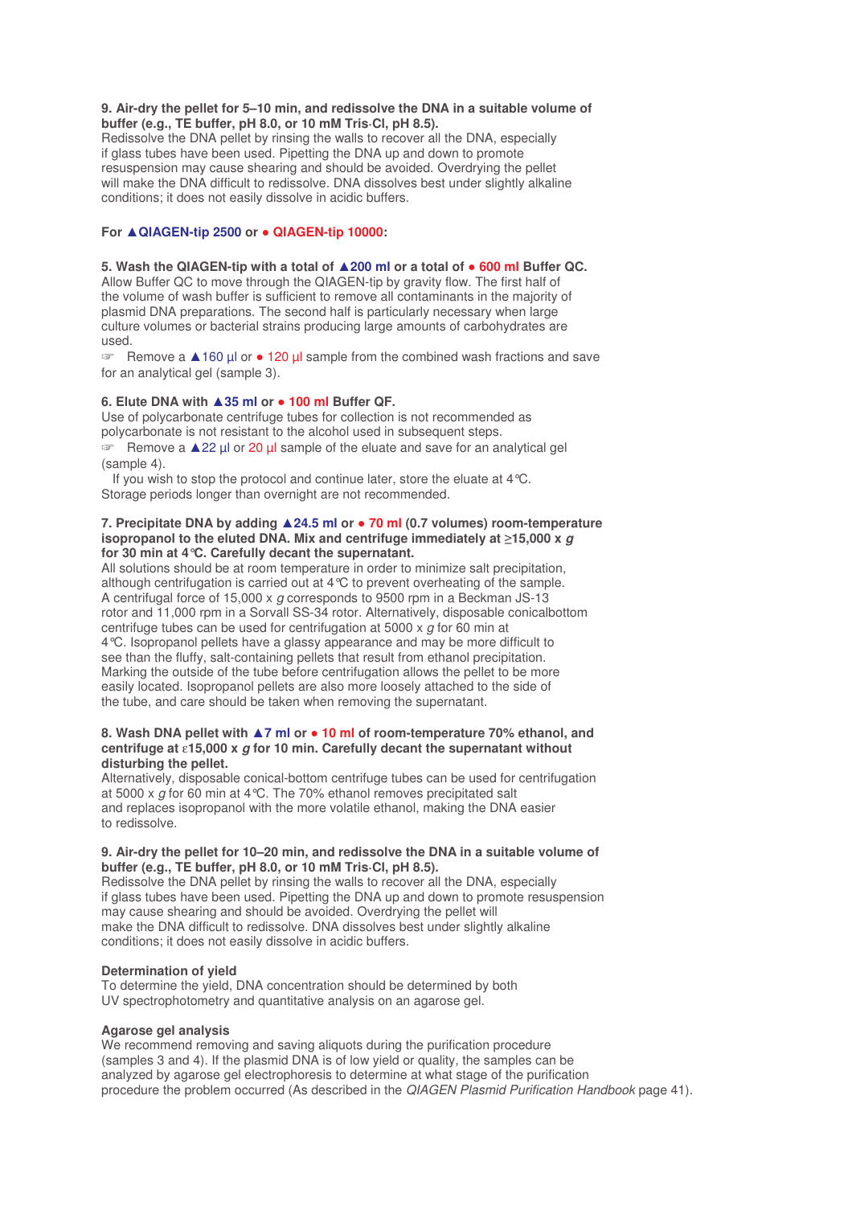**9. Air-dry the pellet for 5–10 min, and redissolve the DNA in a suitable volume of buffer (e.g., TE buffer, pH 8.0, or 10 mM Tris·Cl, pH 8.5).**
Redissolve the DNA pellet by rinsing the walls to recover all the DNA, especially if glass tubes have been used. Pipetting the DNA up and down to promote resuspension may cause shearing and should be avoided. Overdrying the pellet will make the DNA difficult to redissolve. DNA dissolves best under slightly alkaline conditions; it does not easily dissolve in acidic buffers.

**For ▲QIAGEN-tip 2500 or ● QIAGEN-tip 10000:**

**5. Wash the QIAGEN-tip with a total of ▲200 ml or a total of ● 600 ml Buffer QC.**
Allow Buffer QC to move through the QIAGEN-tip by gravity flow. The first half of the volume of wash buffer is sufficient to remove all contaminants in the majority of plasmid DNA preparations. The second half is particularly necessary when large culture volumes or bacterial strains producing large amounts of carbohydrates are used.
☞ Remove a ▲160 µl or ● 120 µl sample from the combined wash fractions and save for an analytical gel (sample 3).

**6. Elute DNA with ▲35 ml or ● 100 ml Buffer QF.**
Use of polycarbonate centrifuge tubes for collection is not recommended as polycarbonate is not resistant to the alcohol used in subsequent steps.
☞ Remove a ▲22 µl or 20 µl sample of the eluate and save for an analytical gel (sample 4).
If you wish to stop the protocol and continue later, store the eluate at 4°C. Storage periods longer than overnight are not recommended.

**7. Precipitate DNA by adding ▲24.5 ml or ● 70 ml (0.7 volumes) room-temperature isopropanol to the eluted DNA. Mix and centrifuge immediately at ≥15,000 x *g* for 30 min at 4°C. Carefully decant the supernatant.**
All solutions should be at room temperature in order to minimize salt precipitation, although centrifugation is carried out at 4°C to prevent overheating of the sample. A centrifugal force of 15,000 x *g* corresponds to 9500 rpm in a Beckman JS-13 rotor and 11,000 rpm in a Sorvall SS-34 rotor. Alternatively, disposable conicalbottom centrifuge tubes can be used for centrifugation at 5000 x *g* for 60 min at 4°C. Isopropanol pellets have a glassy appearance and may be more difficult to see than the fluffy, salt-containing pellets that result from ethanol precipitation. Marking the outside of the tube before centrifugation allows the pellet to be more easily located. Isopropanol pellets are also more loosely attached to the side of the tube, and care should be taken when removing the supernatant.

**8. Wash DNA pellet with ▲7 ml or ● 10 ml of room-temperature 70% ethanol, and centrifuge at ε15,000 x *g* for 10 min. Carefully decant the supernatant without disturbing the pellet.**
Alternatively, disposable conical-bottom centrifuge tubes can be used for centrifugation at 5000 x *g* for 60 min at 4°C. The 70% ethanol removes precipitated salt and replaces isopropanol with the more volatile ethanol, making the DNA easier to redissolve.

**9. Air-dry the pellet for 10–20 min, and redissolve the DNA in a suitable volume of buffer (e.g., TE buffer, pH 8.0, or 10 mM Tris·Cl, pH 8.5).**
Redissolve the DNA pellet by rinsing the walls to recover all the DNA, especially if glass tubes have been used. Pipetting the DNA up and down to promote resuspension may cause shearing and should be avoided. Overdrying the pellet will make the DNA difficult to redissolve. DNA dissolves best under slightly alkaline conditions; it does not easily dissolve in acidic buffers.

**Determination of yield**
To determine the yield, DNA concentration should be determined by both UV spectrophotometry and quantitative analysis on an agarose gel.

**Agarose gel analysis**
We recommend removing and saving aliquots during the purification procedure (samples 3 and 4). If the plasmid DNA is of low yield or quality, the samples can be analyzed by agarose gel electrophoresis to determine at what stage of the purification procedure the problem occurred (As described in the *QIAGEN Plasmid Purification Handbook* page 41).